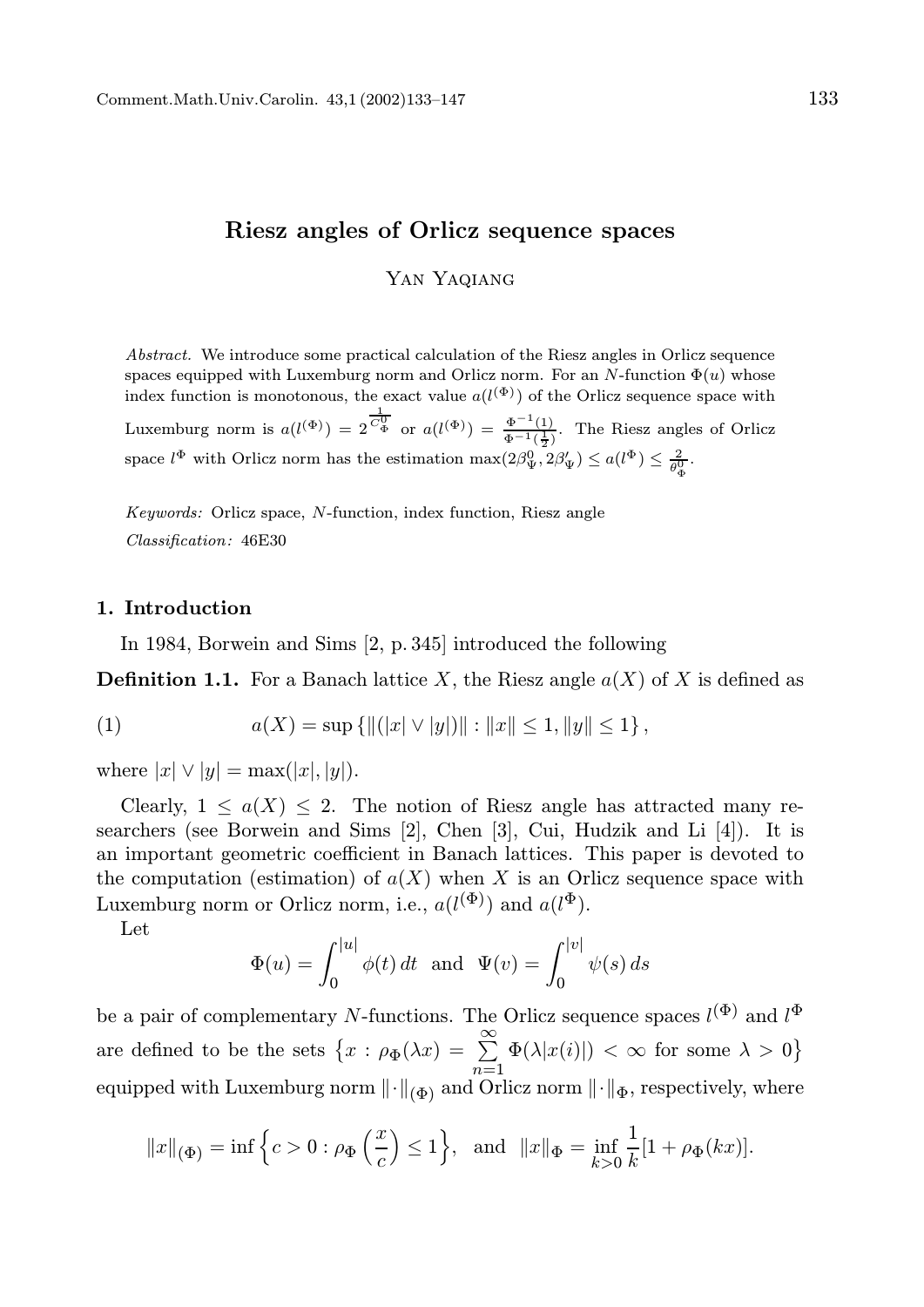# Riesz angles of Orlicz sequence spaces

Yan Yaqiang

*Abstract.* We introduce some practical calculation of the Riesz angles in Orlicz sequence spaces equipped with Luxemburg norm and Orlicz norm. For an $N$-function $\Phi(u)$ whose index function is monotonous, the exact value $a(l^{(\Phi)})$ of the Orlicz sequence space with Luxemburg norm is $a(l^{(\Phi)}) = 2^{\frac{1}{C_\Phi^0}}$ or $a(l^{(\Phi)}) = \frac{\Phi^{-1}(1)}{\Phi^{-1}(\frac{1}{2})}$. The Riesz angles of Orlicz space $l^\Phi$ with Orlicz norm has the estimation $\max(2\beta_\Psi^0, 2\beta_\Psi') \le a(l^\Phi) \le \frac{2}{\theta_\Phi^0}$.

*Keywords:* Orlicz space, $N$-function, index function, Riesz angle

*Classification:* 46E30

## 1. Introduction

In 1984, Borwein and Sims [2, p. 345] introduced the following

**Definition 1.1.** For a Banach lattice $X$, the Riesz angle $a(X)$ of $X$ is defined as

$$a(X) = \sup\{\|(|x| \vee |y|)\| : \|x\| \le 1, \|y\| \le 1\}, \tag{1}$$

where $|x| \vee |y| = \max(|x|, |y|)$.

Clearly, $1 \le a(X) \le 2$. The notion of Riesz angle has attracted many researchers (see Borwein and Sims [2], Chen [3], Cui, Hudzik and Li [4]). It is an important geometric coefficient in Banach lattices. This paper is devoted to the computation (estimation) of $a(X)$ when $X$ is an Orlicz sequence space with Luxemburg norm or Orlicz norm, i.e., $a(l^{(\Phi)})$ and $a(l^\Phi)$.

Let

$$\Phi(u) = \int_0^{|u|} \phi(t)\,dt \quad \text{and} \quad \Psi(v) = \int_0^{|v|} \psi(s)\,ds$$

be a pair of complementary $N$-functions. The Orlicz sequence spaces $l^{(\Phi)}$ and $l^\Phi$ are defined to be the sets $\left\{x : \rho_\Phi(\lambda x) = \sum_{n=1}^{\infty} \Phi(\lambda |x(i)|) < \infty \text{ for some } \lambda > 0\right\}$ equipped with Luxemburg norm $\|\cdot\|_{(\Phi)}$ and Orlicz norm $\|\cdot\|_\Phi$, respectively, where

$$\|x\|_{(\Phi)} = \inf\left\{c > 0 : \rho_\Phi\left(\frac{x}{c}\right) \le 1\right\}, \quad \text{and} \quad \|x\|_\Phi = \inf_{k>0} \frac{1}{k}[1 + \rho_\Phi(kx)].$$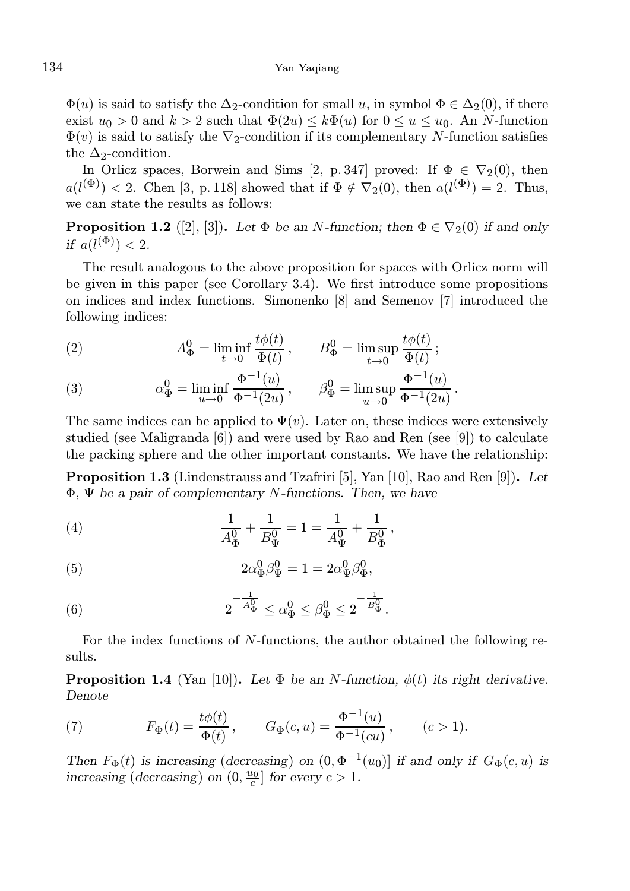$\Phi(u)$ is said to satisfy the $\Delta_2$-condition for small $u$, in symbol $\Phi \in \Delta_2(0)$, if there exist $u_0 > 0$ and $k > 2$ such that $\Phi(2u) \le k\Phi(u)$ for $0 \le u \le u_0$. An $N$-function $\Phi(v)$ is said to satisfy the $\nabla_2$-condition if its complementary $N$-function satisfies the $\Delta_2$-condition.

In Orlicz spaces, Borwein and Sims [2, p. 347] proved: If $\Phi \in \nabla_2(0)$, then $a(l^{(\Phi)}) < 2$. Chen [3, p. 118] showed that if $\Phi \notin \nabla_2(0)$, then $a(l^{(\Phi)}) = 2$. Thus, we can state the results as follows:

**Proposition 1.2** ([2], [3]). *Let $\Phi$ be an $N$-function; then $\Phi \in \nabla_2(0)$ if and only if $a(l^{(\Phi)}) < 2$.*

The result analogous to the above proposition for spaces with Orlicz norm will be given in this paper (see Corollary 3.4). We first introduce some propositions on indices and index functions. Simonenko [8] and Semenov [7] introduced the following indices:

$$A_\Phi^0 = \liminf_{t\to 0} \frac{t\phi(t)}{\Phi(t)}, \qquad B_\Phi^0 = \limsup_{t\to 0} \frac{t\phi(t)}{\Phi(t)}; \tag{2}$$

$$\alpha_\Phi^0 = \liminf_{u\to 0} \frac{\Phi^{-1}(u)}{\Phi^{-1}(2u)}, \qquad \beta_\Phi^0 = \limsup_{u\to 0} \frac{\Phi^{-1}(u)}{\Phi^{-1}(2u)}. \tag{3}$$

The same indices can be applied to $\Psi(v)$. Later on, these indices were extensively studied (see Maligranda [6]) and were used by Rao and Ren (see [9]) to calculate the packing sphere and the other important constants. We have the relationship:

**Proposition 1.3** (Lindenstrauss and Tzafriri [5], Yan [10], Rao and Ren [9]). *Let $\Phi$, $\Psi$ be a pair of complementary $N$-functions. Then, we have*

$$\frac{1}{A_\Phi^0} + \frac{1}{B_\Psi^0} = 1 = \frac{1}{A_\Psi^0} + \frac{1}{B_\Phi^0}, \tag{4}$$

$$2\alpha_\Phi^0 \beta_\Psi^0 = 1 = 2\alpha_\Psi^0 \beta_\Phi^0, \tag{5}$$

$$2^{-\frac{1}{A_\Phi^0}} \le \alpha_\Phi^0 \le \beta_\Phi^0 \le 2^{-\frac{1}{B_\Phi^0}}. \tag{6}$$

For the index functions of $N$-functions, the author obtained the following results.

**Proposition 1.4** (Yan [10]). *Let $\Phi$ be an $N$-function, $\phi(t)$ its right derivative. Denote*

$$F_\Phi(t) = \frac{t\phi(t)}{\Phi(t)}, \qquad G_\Phi(c,u) = \frac{\Phi^{-1}(u)}{\Phi^{-1}(cu)}, \qquad (c > 1). \tag{7}$$

*Then $F_\Phi(t)$ is increasing (decreasing) on $(0, \Phi^{-1}(u_0)]$ if and only if $G_\Phi(c,u)$ is increasing (decreasing) on $(0, \frac{u_0}{c}]$ for every $c > 1$.*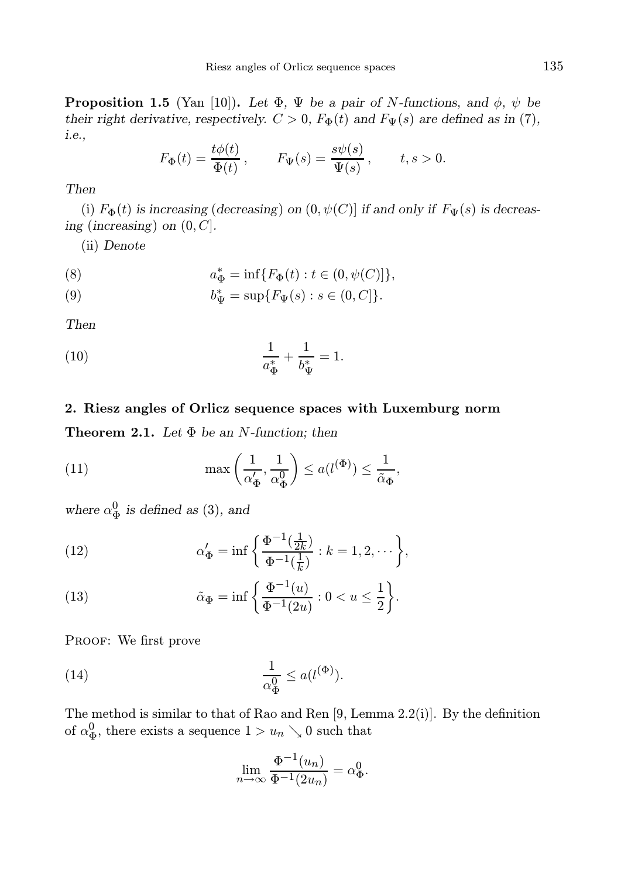**Proposition 1.5** (Yan [10])**.** *Let $\Phi$, $\Psi$ be a pair of $N$-functions, and $\phi$, $\psi$ be their right derivative, respectively. $C > 0$, $F_\Phi(t)$ and $F_\Psi(s)$ are defined as in* (7)*, i.e.,*

$$F_\Phi(t) = \frac{t\phi(t)}{\Phi(t)}, \qquad F_\Psi(s) = \frac{s\psi(s)}{\Psi(s)}, \qquad t, s > 0.$$

*Then*

(i) *$F_\Phi(t)$ is increasing (decreasing) on $(0, \psi(C)]$ if and only if $F_\Psi(s)$ is decreasing (increasing) on $(0, C]$.*

(ii) *Denote*

$$a^*_\Phi = \inf\{F_\Phi(t) : t \in (0, \psi(C)]\}, \tag{8}$$

$$b^*_\Psi = \sup\{F_\Psi(s) : s \in (0, C]\}. \tag{9}$$

*Then*

$$\frac{1}{a^*_\Phi} + \frac{1}{b^*_\Psi} = 1. \tag{10}$$

## 2. Riesz angles of Orlicz sequence spaces with Luxemburg norm

**Theorem 2.1.** *Let $\Phi$ be an $N$-function; then*

$$\max\left(\frac{1}{\alpha'_\Phi}, \frac{1}{\alpha^0_\Phi}\right) \le a(l^{(\Phi)}) \le \frac{1}{\tilde{\alpha}_\Phi}, \tag{11}$$

*where $\alpha^0_\Phi$ is defined as* (3)*, and*

$$\alpha'_\Phi = \inf\left\{\frac{\Phi^{-1}(\frac{1}{2k})}{\Phi^{-1}(\frac{1}{k})} : k = 1, 2, \cdots\right\}, \tag{12}$$

$$\tilde{\alpha}_\Phi = \inf\left\{\frac{\Phi^{-1}(u)}{\Phi^{-1}(2u)} : 0 < u \le \frac{1}{2}\right\}. \tag{13}$$

Proof: We first prove

$$\frac{1}{\alpha^0_\Phi} \le a(l^{(\Phi)}). \tag{14}$$

The method is similar to that of Rao and Ren [9, Lemma 2.2(i)]. By the definition of $\alpha^0_\Phi$, there exists a sequence $1 > u_n \searrow 0$ such that

$$\lim_{n\to\infty} \frac{\Phi^{-1}(u_n)}{\Phi^{-1}(2u_n)} = \alpha^0_\Phi.$$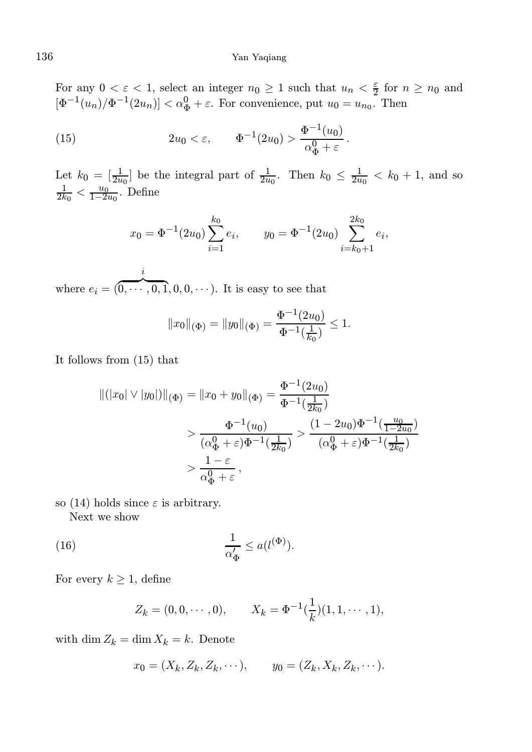For any $0 < \varepsilon < 1$, select an integer $n_0 \geq 1$ such that $u_n < \frac{\varepsilon}{2}$ for $n \geq n_0$ and $[\Phi^{-1}(u_n)/\Phi^{-1}(2u_n)] < \alpha_\Phi^0 + \varepsilon$. For convenience, put $u_0 = u_{n_0}$. Then

$$2u_0 < \varepsilon, \qquad \Phi^{-1}(2u_0) > \frac{\Phi^{-1}(u_0)}{\alpha_\Phi^0 + \varepsilon}. \tag{15}$$

Let $k_0 = [\frac{1}{2u_0}]$ be the integral part of $\frac{1}{2u_0}$. Then $k_0 \leq \frac{1}{2u_0} < k_0 + 1$, and so $\frac{1}{2k_0} < \frac{u_0}{1-2u_0}$. Define

$$x_0 = \Phi^{-1}(2u_0)\sum_{i=1}^{k_0} e_i, \qquad y_0 = \Phi^{-1}(2u_0)\sum_{i=k_0+1}^{2k_0} e_i,$$

where $e_i = (\overbrace{0, \cdots, 0, 1}^{i}, 0, 0, \cdots)$. It is easy to see that

$$\|x_0\|_{(\Phi)} = \|y_0\|_{(\Phi)} = \frac{\Phi^{-1}(2u_0)}{\Phi^{-1}(\frac{1}{k_0})} \leq 1.$$

It follows from (15) that

$$\begin{aligned}
\|(|x_0| \vee |y_0|)\|_{(\Phi)} = \|x_0 + y_0\|_{(\Phi)} &= \frac{\Phi^{-1}(2u_0)}{\Phi^{-1}(\frac{1}{2k_0})} \\
&> \frac{\Phi^{-1}(u_0)}{(\alpha_\Phi^0 + \varepsilon)\Phi^{-1}(\frac{1}{2k_0})} > \frac{(1-2u_0)\Phi^{-1}(\frac{u_0}{1-2u_0})}{(\alpha_\Phi^0 + \varepsilon)\Phi^{-1}(\frac{1}{2k_0})} \\
&> \frac{1-\varepsilon}{\alpha_\Phi^0 + \varepsilon},
\end{aligned}$$

so (14) holds since $\varepsilon$ is arbitrary.

Next we show

$$\frac{1}{\alpha'_\Phi} \leq a(l^{(\Phi)}). \tag{16}$$

For every $k \geq 1$, define

$$Z_k = (0, 0, \cdots, 0), \qquad X_k = \Phi^{-1}(\frac{1}{k})(1, 1, \cdots, 1),$$

with $\dim Z_k = \dim X_k = k$. Denote

$$x_0 = (X_k, Z_k, Z_k, \cdots), \qquad y_0 = (Z_k, X_k, Z_k, \cdots).$$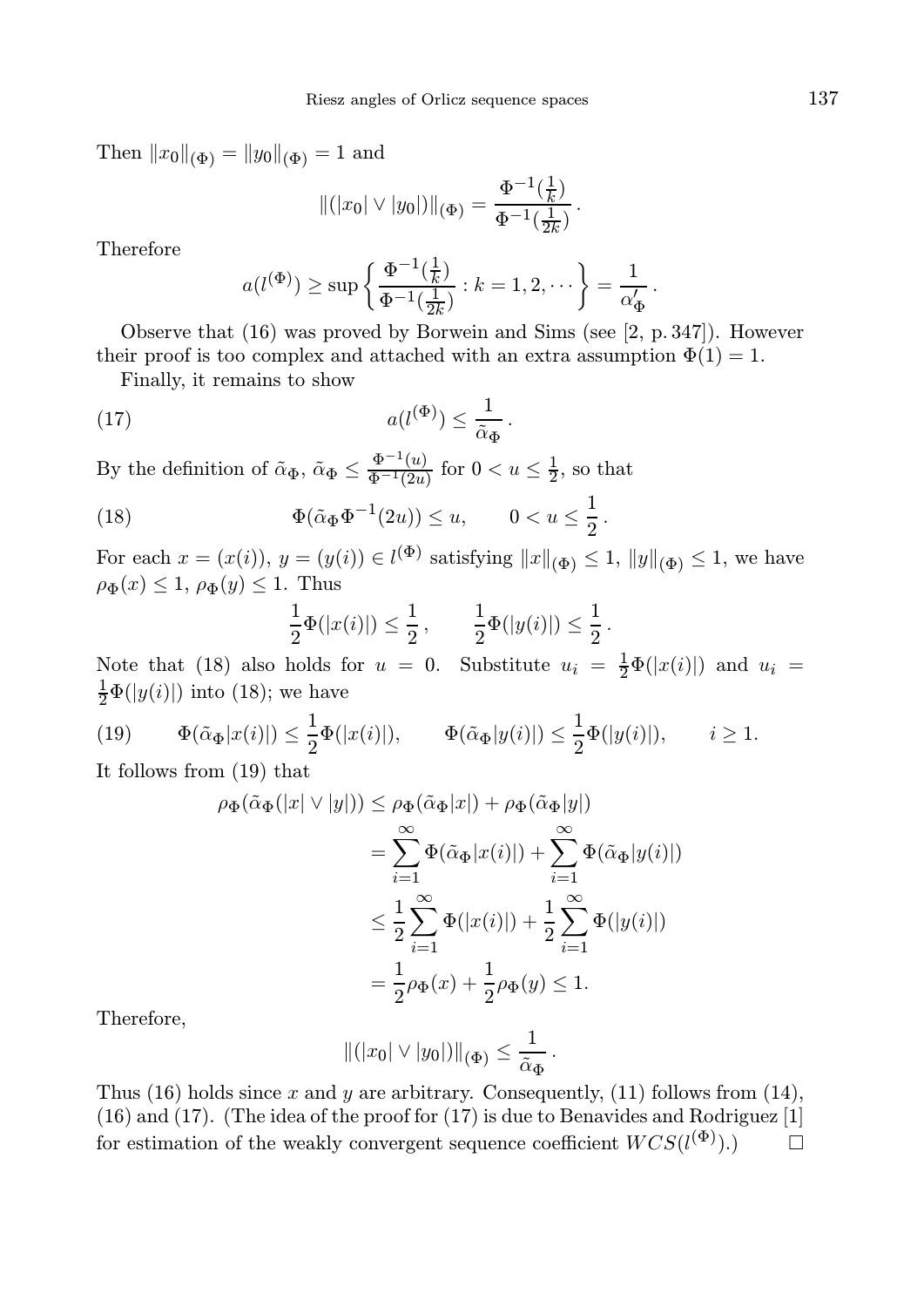Then $\|x_0\|_{(\Phi)} = \|y_0\|_{(\Phi)} = 1$ and

$$\|(|x_0| \vee |y_0|)\|_{(\Phi)} = \frac{\Phi^{-1}(\frac{1}{k})}{\Phi^{-1}(\frac{1}{2k})}.$$

Therefore

$$a(l^{(\Phi)}) \geq \sup\left\{ \frac{\Phi^{-1}(\frac{1}{k})}{\Phi^{-1}(\frac{1}{2k})} : k = 1, 2, \cdots \right\} = \frac{1}{\alpha'_\Phi}.$$

Observe that (16) was proved by Borwein and Sims (see [2, p. 347]). However their proof is too complex and attached with an extra assumption $\Phi(1) = 1$.

Finally, it remains to show

$$a(l^{(\Phi)}) \leq \frac{1}{\tilde{\alpha}_\Phi}. \tag{17}$$

By the definition of $\tilde{\alpha}_\Phi$, $\tilde{\alpha}_\Phi \leq \frac{\Phi^{-1}(u)}{\Phi^{-1}(2u)}$ for $0 < u \leq \frac{1}{2}$, so that

$$\Phi(\tilde{\alpha}_\Phi \Phi^{-1}(2u)) \leq u, \qquad 0 < u \leq \frac{1}{2}. \tag{18}$$

For each $x = (x(i))$, $y = (y(i)) \in l^{(\Phi)}$ satisfying $\|x\|_{(\Phi)} \leq 1$, $\|y\|_{(\Phi)} \leq 1$, we have $\rho_\Phi(x) \leq 1$, $\rho_\Phi(y) \leq 1$. Thus

$$\frac{1}{2}\Phi(|x(i)|) \leq \frac{1}{2}, \qquad \frac{1}{2}\Phi(|y(i)|) \leq \frac{1}{2}.$$

Note that (18) also holds for $u = 0$. Substitute $u_i = \frac{1}{2}\Phi(|x(i)|)$ and $u_i = \frac{1}{2}\Phi(|y(i)|)$ into (18); we have

$$\Phi(\tilde{\alpha}_\Phi |x(i)|) \leq \frac{1}{2}\Phi(|x(i)|), \qquad \Phi(\tilde{\alpha}_\Phi |y(i)|) \leq \frac{1}{2}\Phi(|y(i)|), \qquad i \geq 1. \tag{19}$$

It follows from (19) that

$$\begin{aligned}
\rho_\Phi(\tilde{\alpha}_\Phi(|x| \vee |y|)) &\leq \rho_\Phi(\tilde{\alpha}_\Phi |x|) + \rho_\Phi(\tilde{\alpha}_\Phi |y|) \\
&= \sum_{i=1}^{\infty} \Phi(\tilde{\alpha}_\Phi |x(i)|) + \sum_{i=1}^{\infty} \Phi(\tilde{\alpha}_\Phi |y(i)|) \\
&\leq \frac{1}{2}\sum_{i=1}^{\infty} \Phi(|x(i)|) + \frac{1}{2}\sum_{i=1}^{\infty} \Phi(|y(i)|) \\
&= \frac{1}{2}\rho_\Phi(x) + \frac{1}{2}\rho_\Phi(y) \leq 1.
\end{aligned}$$

Therefore,

$$\|(|x_0| \vee |y_0|)\|_{(\Phi)} \leq \frac{1}{\tilde{\alpha}_\Phi}.$$

Thus (16) holds since $x$ and $y$ are arbitrary. Consequently, (11) follows from (14), (16) and (17). (The idea of the proof for (17) is due to Benavides and Rodriguez [1] for estimation of the weakly convergent sequence coefficient $WCS(l^{(\Phi)})$.) $\square$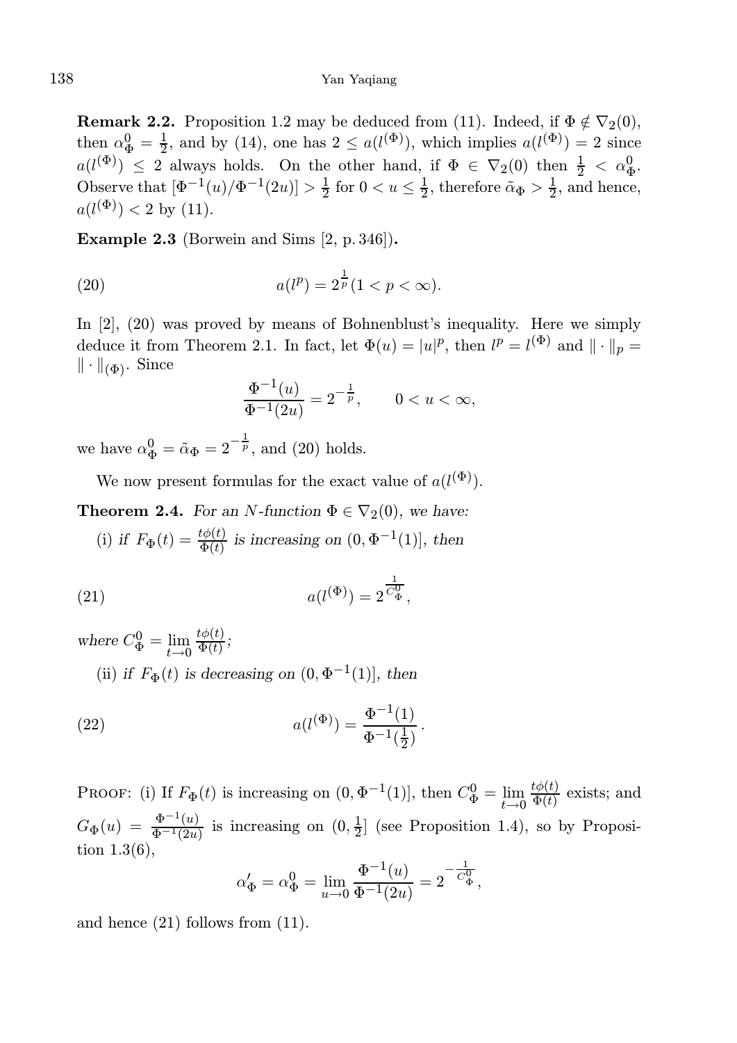**Remark 2.2.** Proposition 1.2 may be deduced from (11). Indeed, if $\Phi \notin \nabla_2(0)$, then $\alpha_\Phi^0 = \frac{1}{2}$, and by (14), one has $2 \leq a(l^{(\Phi)})$, which implies $a(l^{(\Phi)}) = 2$ since $a(l^{(\Phi)}) \leq 2$ always holds. On the other hand, if $\Phi \in \nabla_2(0)$ then $\frac{1}{2} < \alpha_\Phi^0$. Observe that $[\Phi^{-1}(u)/\Phi^{-1}(2u)] > \frac{1}{2}$ for $0 < u \leq \frac{1}{2}$, therefore $\tilde{\alpha}_\Phi > \frac{1}{2}$, and hence, $a(l^{(\Phi)}) < 2$ by (11).

**Example 2.3** (Borwein and Sims [2, p. 346])**.**

$$a(l^p) = 2^{\frac{1}{p}} (1 < p < \infty). \tag{20}$$

In [2], (20) was proved by means of Bohnenblust's inequality. Here we simply deduce it from Theorem 2.1. In fact, let $\Phi(u) = |u|^p$, then $l^p = l^{(\Phi)}$ and $\|\cdot\|_p = \|\cdot\|_{(\Phi)}$. Since

$$\frac{\Phi^{-1}(u)}{\Phi^{-1}(2u)} = 2^{-\frac{1}{p}}, \qquad 0 < u < \infty,$$

we have $\alpha_\Phi^0 = \tilde{\alpha}_\Phi = 2^{-\frac{1}{p}}$, and (20) holds.

We now present formulas for the exact value of $a(l^{(\Phi)})$.

**Theorem 2.4.** *For an N-function $\Phi \in \nabla_2(0)$, we have:*

(i) *if $F_\Phi(t) = \frac{t\phi(t)}{\Phi(t)}$ is increasing on $(0, \Phi^{-1}(1)]$, then*

$$a(l^{(\Phi)}) = 2^{\frac{1}{C_\Phi^0}}, \tag{21}$$

*where $C_\Phi^0 = \lim\limits_{t\to 0} \frac{t\phi(t)}{\Phi(t)}$;*

(ii) *if $F_\Phi(t)$ is decreasing on $(0, \Phi^{-1}(1)]$, then*

$$a(l^{(\Phi)}) = \frac{\Phi^{-1}(1)}{\Phi^{-1}(\frac{1}{2})}. \tag{22}$$

Proof: (i) If $F_\Phi(t)$ is increasing on $(0, \Phi^{-1}(1)]$, then $C_\Phi^0 = \lim\limits_{t\to 0} \frac{t\phi(t)}{\Phi(t)}$ exists; and $G_\Phi(u) = \frac{\Phi^{-1}(u)}{\Phi^{-1}(2u)}$ is increasing on $(0, \frac{1}{2}]$ (see Proposition 1.4), so by Proposition 1.3(6),

$$\alpha'_\Phi = \alpha_\Phi^0 = \lim_{u\to 0} \frac{\Phi^{-1}(u)}{\Phi^{-1}(2u)} = 2^{-\frac{1}{C_\Phi^0}},$$

and hence (21) follows from (11).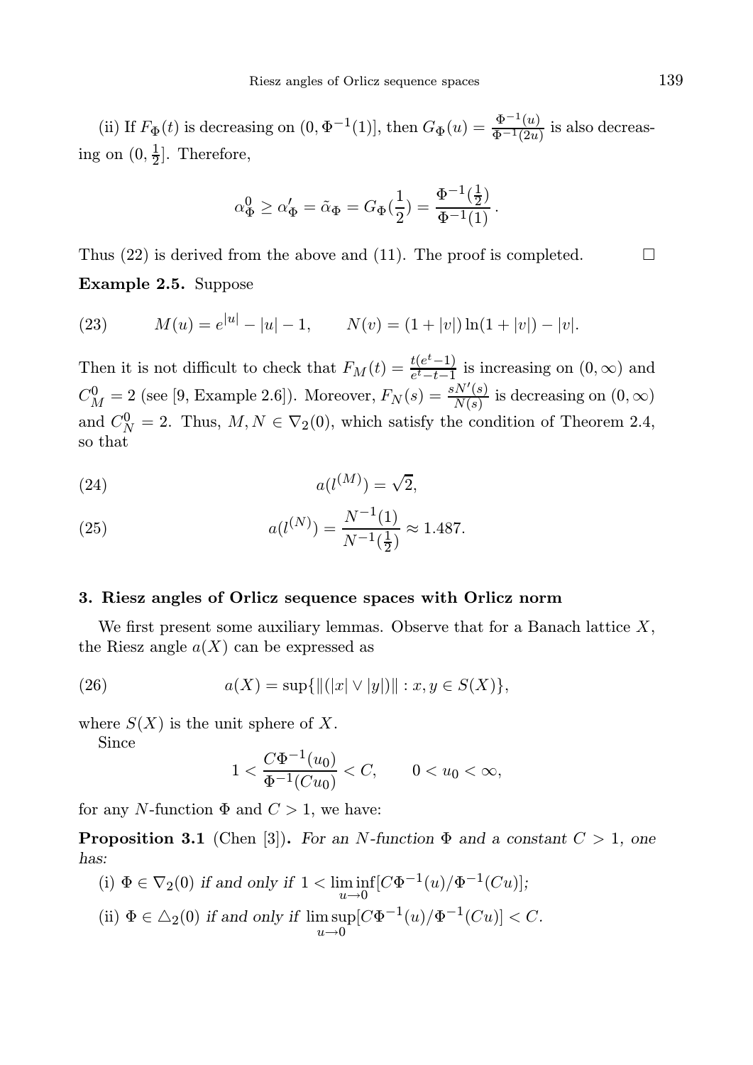(ii) If $F_\Phi(t)$ is decreasing on $(0, \Phi^{-1}(1)]$, then $G_\Phi(u) = \frac{\Phi^{-1}(u)}{\Phi^{-1}(2u)}$ is also decreasing on $(0, \frac{1}{2}]$. Therefore,

$$\alpha_\Phi^0 \geq \alpha'_\Phi = \tilde{\alpha}_\Phi = G_\Phi(\frac{1}{2}) = \frac{\Phi^{-1}(\frac{1}{2})}{\Phi^{-1}(1)} .$$

Thus (22) is derived from the above and (11). The proof is completed. □

**Example 2.5.** Suppose

$$M(u) = e^{|u|} - |u| - 1, \qquad N(v) = (1 + |v|)\ln(1 + |v|) - |v|. \tag{23}$$

Then it is not difficult to check that $F_M(t) = \frac{t(e^t-1)}{e^t-t-1}$ is increasing on $(0, \infty)$ and $C_M^0 = 2$ (see [9, Example 2.6]). Moreover, $F_N(s) = \frac{sN'(s)}{N(s)}$ is decreasing on $(0, \infty)$ and $C_N^0 = 2$. Thus, $M, N \in \nabla_2(0)$, which satisfy the condition of Theorem 2.4, so that

$$a(l^{(M)}) = \sqrt{2}, \tag{24}$$

$$a(l^{(N)}) = \frac{N^{-1}(1)}{N^{-1}(\frac{1}{2})} \approx 1.487. \tag{25}$$

## 3. Riesz angles of Orlicz sequence spaces with Orlicz norm

We first present some auxiliary lemmas. Observe that for a Banach lattice $X$, the Riesz angle $a(X)$ can be expressed as

$$a(X) = \sup\{\|(|x| \vee |y|)\| : x, y \in S(X)\}, \tag{26}$$

where $S(X)$ is the unit sphere of $X$.

Since

$$1 < \frac{C\Phi^{-1}(u_0)}{\Phi^{-1}(Cu_0)} < C, \qquad 0 < u_0 < \infty,$$

for any $N$-function $\Phi$ and $C > 1$, we have:

**Proposition 3.1** (Chen [3]). *For an $N$-function $\Phi$ and a constant $C > 1$, one has:*

(i) $\Phi \in \nabla_2(0)$ *if and only if* $1 < \liminf\limits_{u\to 0}[C\Phi^{-1}(u)/\Phi^{-1}(Cu)]$;

(ii) $\Phi \in \triangle_2(0)$ *if and only if* $\limsup\limits_{u\to 0}[C\Phi^{-1}(u)/\Phi^{-1}(Cu)] < C$.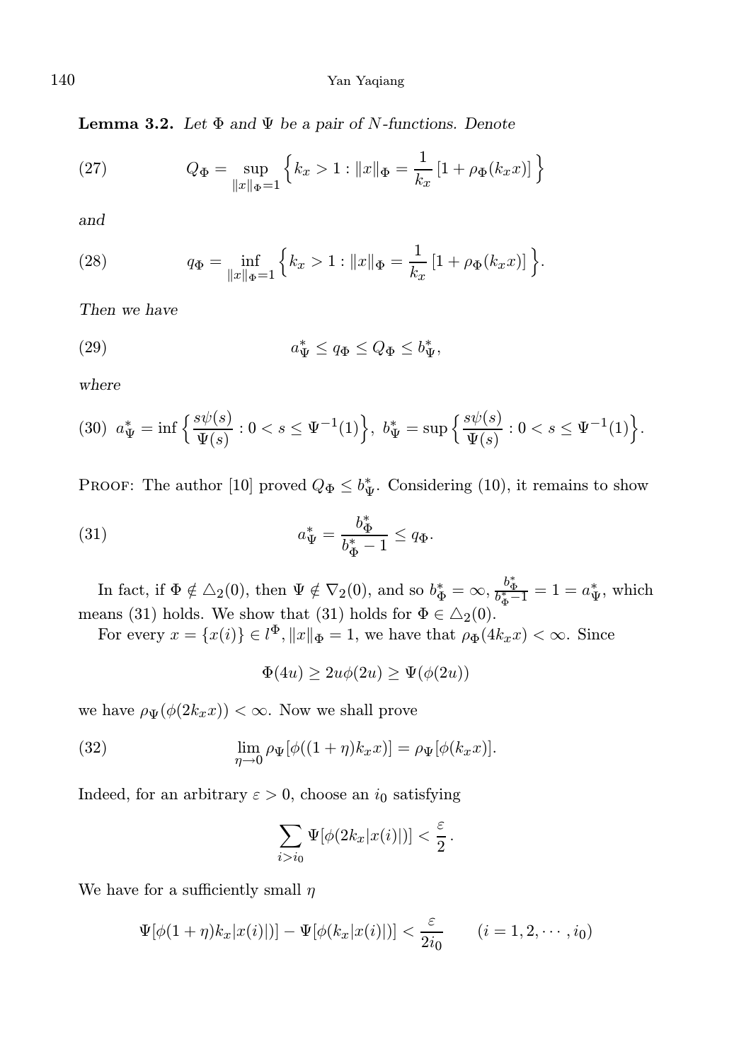**Lemma 3.2.** *Let $\Phi$ and $\Psi$ be a pair of $N$-functions. Denote*

$$Q_\Phi = \sup_{\|x\|_\Phi=1} \Big\{ k_x > 1 : \|x\|_\Phi = \frac{1}{k_x}\left[1 + \rho_\Phi(k_x x)\right] \Big\} \tag{27}$$

*and*

$$q_\Phi = \inf_{\|x\|_\Phi=1} \Big\{ k_x > 1 : \|x\|_\Phi = \frac{1}{k_x}\left[1 + \rho_\Phi(k_x x)\right] \Big\}. \tag{28}$$

*Then we have*

$$a^*_\Psi \le q_\Phi \le Q_\Phi \le b^*_\Psi, \tag{29}$$

*where*

$$a^*_\Psi = \inf\Big\{ \frac{s\psi(s)}{\Psi(s)} : 0 < s \le \Psi^{-1}(1)\Big\},\ b^*_\Psi = \sup\Big\{ \frac{s\psi(s)}{\Psi(s)} : 0 < s \le \Psi^{-1}(1)\Big\}. \tag{30}$$

Proof: The author [10] proved $Q_\Phi \le b^*_\Psi$. Considering (10), it remains to show

$$a^*_\Psi = \frac{b^*_\Phi}{b^*_\Phi - 1} \le q_\Phi. \tag{31}$$

In fact, if $\Phi \notin \triangle_2(0)$, then $\Psi \notin \nabla_2(0)$, and so $b^*_\Phi = \infty$, $\frac{b^*_\Phi}{b^*_\Phi - 1} = 1 = a^*_\Psi$, which means (31) holds. We show that (31) holds for $\Phi \in \triangle_2(0)$.

For every $x = \{x(i)\} \in l^\Phi, \|x\|_\Phi = 1$, we have that $\rho_\Phi(4k_x x) < \infty$. Since

$$\Phi(4u) \ge 2u\phi(2u) \ge \Psi(\phi(2u))$$

we have $\rho_\Psi(\phi(2k_x x)) < \infty$. Now we shall prove

$$\lim_{\eta\to 0} \rho_\Psi[\phi((1+\eta)k_x x)] = \rho_\Psi[\phi(k_x x)]. \tag{32}$$

Indeed, for an arbitrary $\varepsilon > 0$, choose an $i_0$ satisfying

$$\sum_{i>i_0} \Psi[\phi(2k_x|x(i)|)] < \frac{\varepsilon}{2}.$$

We have for a sufficiently small $\eta$

$$\Psi[\phi(1+\eta)k_x|x(i)|)] - \Psi[\phi(k_x|x(i)|)] < \frac{\varepsilon}{2i_0} \qquad (i = 1, 2, \cdots, i_0)$$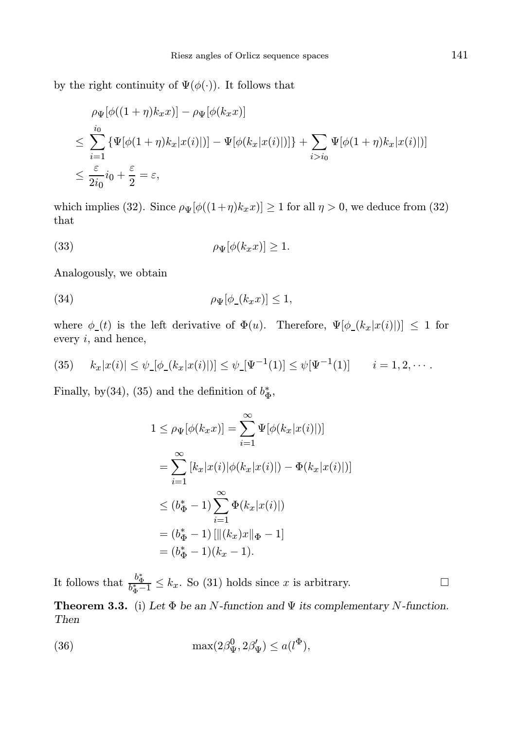by the right continuity of $\Psi(\phi(\cdot))$. It follows that

$$
\begin{aligned}
&\rho_\Psi[\phi((1+\eta)k_x x)] - \rho_\Psi[\phi(k_x x)] \\
&\leq \sum_{i=1}^{i_0} \{\Psi[\phi(1+\eta)k_x|x(i)|)] - \Psi[\phi(k_x|x(i)|)]\} + \sum_{i>i_0} \Psi[\phi(1+\eta)k_x|x(i)|)] \\
&\leq \frac{\varepsilon}{2i_0} i_0 + \frac{\varepsilon}{2} = \varepsilon,
\end{aligned}
$$

which implies (32). Since $\rho_\Psi[\phi((1+\eta)k_x x)] \geq 1$ for all $\eta > 0$, we deduce from (32) that

$$
\rho_\Psi[\phi(k_x x)] \geq 1. \tag{33}
$$

Analogously, we obtain

$$
\rho_\Psi[\phi_{\_}(k_x x)] \leq 1, \tag{34}
$$

where $\phi_{\_}(t)$ is the left derivative of $\Phi(u)$. Therefore, $\Psi[\phi_{\_}(k_x|x(i)|)] \leq 1$ for every $i$, and hence,

$$
k_x|x(i)| \leq \psi_{\_}[\phi_{\_}(k_x|x(i)|)] \leq \psi_{\_}[\Psi^{-1}(1)] \leq \psi[\Psi^{-1}(1)] \qquad i = 1, 2, \cdots. \tag{35}
$$

Finally, by(34), (35) and the definition of $b_\Phi^*$,

$$
\begin{aligned}
1 \leq \rho_\Psi[\phi(k_x x)] &= \sum_{i=1}^{\infty} \Psi[\phi(k_x|x(i)|)] \\
&= \sum_{i=1}^{\infty} [k_x|x(i)|\phi(k_x|x(i)|) - \Phi(k_x|x(i)|)] \\
&\leq (b_\Phi^* - 1) \sum_{i=1}^{\infty} \Phi(k_x|x(i)|) \\
&= (b_\Phi^* - 1)\,[\|(k_x)x\|_\Phi - 1] \\
&= (b_\Phi^* - 1)(k_x - 1).
\end{aligned}
$$

It follows that $\frac{b_\Phi^*}{b_\Phi^* - 1} \leq k_x$. So (31) holds since $x$ is arbitrary. $\square$

**Theorem 3.3.** (i) *Let $\Phi$ be an $N$-function and $\Psi$ its complementary $N$-function. Then*

$$
\max(2\beta_\Psi^0, 2\beta'_\Psi) \leq a(l^\Phi), \tag{36}
$$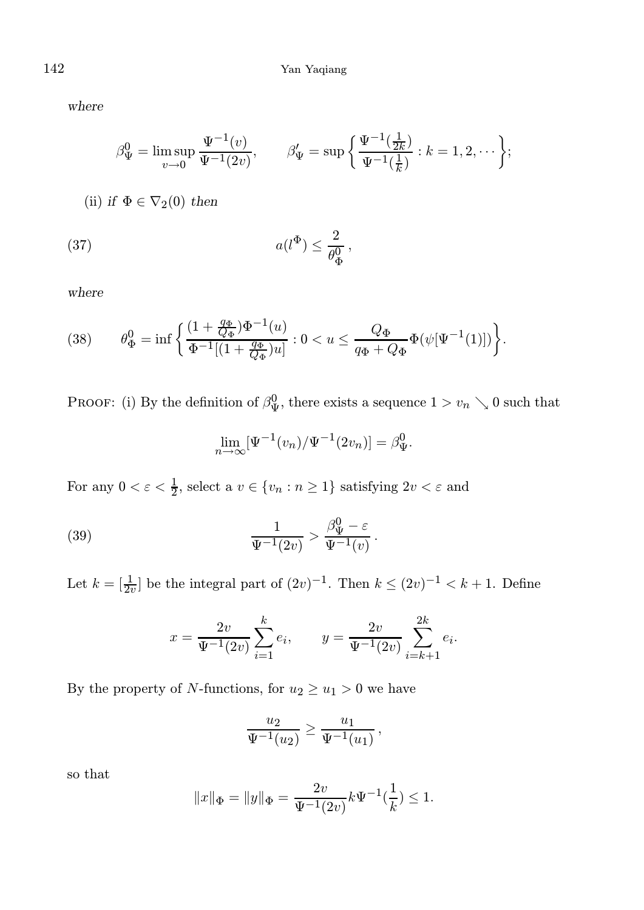*where*

$$\beta^0_\Psi = \limsup_{v\to 0} \frac{\Psi^{-1}(v)}{\Psi^{-1}(2v)}, \qquad \beta'_\Psi = \sup\left\{ \frac{\Psi^{-1}(\frac{1}{2k})}{\Psi^{-1}(\frac{1}{k})} : k = 1, 2, \cdots \right\};$$

(ii) *if* $\Phi \in \nabla_2(0)$ *then*

$$a(l^\Phi) \le \frac{2}{\theta^0_\Phi}\,, \tag{37}$$

*where*

$$\theta^0_\Phi = \inf\left\{ \frac{(1+\frac{q_\Phi}{Q_\Phi})\Phi^{-1}(u)}{\Phi^{-1}[(1+\frac{q_\Phi}{Q_\Phi})u]} : 0 < u \le \frac{Q_\Phi}{q_\Phi + Q_\Phi}\Phi(\psi[\Psi^{-1}(1)])\right\}. \tag{38}$$

Proof: (i) By the definition of $\beta^0_\Psi$, there exists a sequence $1 > v_n \searrow 0$ such that

$$\lim_{n\to\infty}[\Psi^{-1}(v_n)/\Psi^{-1}(2v_n)] = \beta^0_\Psi.$$

For any $0 < \varepsilon < \frac{1}{2}$, select a $v \in \{v_n : n \ge 1\}$ satisfying $2v < \varepsilon$ and

$$\frac{1}{\Psi^{-1}(2v)} > \frac{\beta^0_\Psi - \varepsilon}{\Psi^{-1}(v)}\,. \tag{39}$$

Let $k = [\frac{1}{2v}]$ be the integral part of $(2v)^{-1}$. Then $k \le (2v)^{-1} < k+1$. Define

$$x = \frac{2v}{\Psi^{-1}(2v)}\sum_{i=1}^{k} e_i, \qquad y = \frac{2v}{\Psi^{-1}(2v)}\sum_{i=k+1}^{2k} e_i.$$

By the property of $N$-functions, for $u_2 \ge u_1 > 0$ we have

$$\frac{u_2}{\Psi^{-1}(u_2)} \ge \frac{u_1}{\Psi^{-1}(u_1)}\,,$$

so that

$$\|x\|_\Phi = \|y\|_\Phi = \frac{2v}{\Psi^{-1}(2v)}k\Psi^{-1}(\frac{1}{k}) \le 1.$$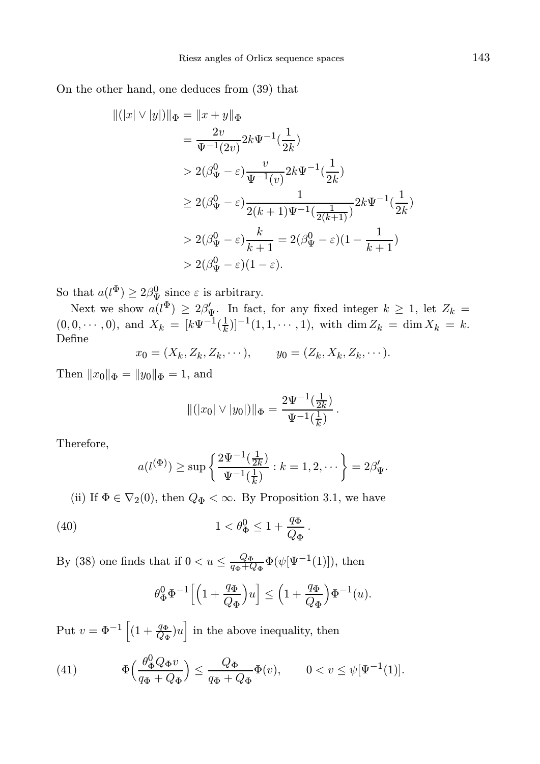On the other hand, one deduces from (39) that

$$
\begin{aligned}
\|(|x| \vee |y|)\|_\Phi &= \|x+y\|_\Phi \\
&= \frac{2v}{\Psi^{-1}(2v)} 2k\Psi^{-1}(\frac{1}{2k}) \\
&> 2(\beta_\Psi^0 - \varepsilon)\frac{v}{\Psi^{-1}(v)} 2k\Psi^{-1}(\frac{1}{2k}) \\
&\geq 2(\beta_\Psi^0 - \varepsilon)\frac{1}{2(k+1)\Psi^{-1}(\frac{1}{2(k+1)})} 2k\Psi^{-1}(\frac{1}{2k}) \\
&> 2(\beta_\Psi^0 - \varepsilon)\frac{k}{k+1} = 2(\beta_\Psi^0 - \varepsilon)(1 - \frac{1}{k+1}) \\
&> 2(\beta_\Psi^0 - \varepsilon)(1-\varepsilon).
\end{aligned}
$$

So that $a(l^\Phi) \geq 2\beta_\Psi^0$ since $\varepsilon$ is arbitrary.

Next we show $a(l^\Phi) \geq 2\beta'_\Psi$. In fact, for any fixed integer $k \geq 1$, let $Z_k = (0, 0, \cdots, 0)$, and $X_k = [k\Psi^{-1}(\frac{1}{k})]^{-1}(1, 1, \cdots, 1)$, with $\dim Z_k = \dim X_k = k$. Define

$$
x_0 = (X_k, Z_k, Z_k, \cdots), \qquad y_0 = (Z_k, X_k, Z_k, \cdots).
$$

Then $\|x_0\|_\Phi = \|y_0\|_\Phi = 1$, and

$$
\|(|x_0| \vee |y_0|)\|_\Phi = \frac{2\Psi^{-1}(\frac{1}{2k})}{\Psi^{-1}(\frac{1}{k})}.
$$

Therefore,

$$
a(l^{(\Phi)}) \geq \sup\left\{ \frac{2\Psi^{-1}(\frac{1}{2k})}{\Psi^{-1}(\frac{1}{k})} : k = 1, 2, \cdots \right\} = 2\beta'_\Psi.
$$

(ii) If $\Phi \in \nabla_2(0)$, then $Q_\Phi < \infty$. By Proposition 3.1, we have

$$
1 < \theta_\Phi^0 \leq 1 + \frac{q_\Phi}{Q_\Phi}. \tag{40}
$$

By (38) one finds that if $0 < u \leq \frac{Q_\Phi}{q_\Phi + Q_\Phi}\Phi(\psi[\Psi^{-1}(1)])$, then

$$
\theta_\Phi^0 \Phi^{-1}\Big[\Big(1 + \frac{q_\Phi}{Q_\Phi}\Big)u\Big] \leq \Big(1 + \frac{q_\Phi}{Q_\Phi}\Big)\Phi^{-1}(u).
$$

Put $v = \Phi^{-1}\left[(1 + \frac{q_\Phi}{Q_\Phi})u\right]$ in the above inequality, then

$$
\Phi\Big(\frac{\theta_\Phi^0 Q_\Phi v}{q_\Phi + Q_\Phi}\Big) \leq \frac{Q_\Phi}{q_\Phi + Q_\Phi}\Phi(v), \qquad 0 < v \leq \psi[\Psi^{-1}(1)]. \tag{41}
$$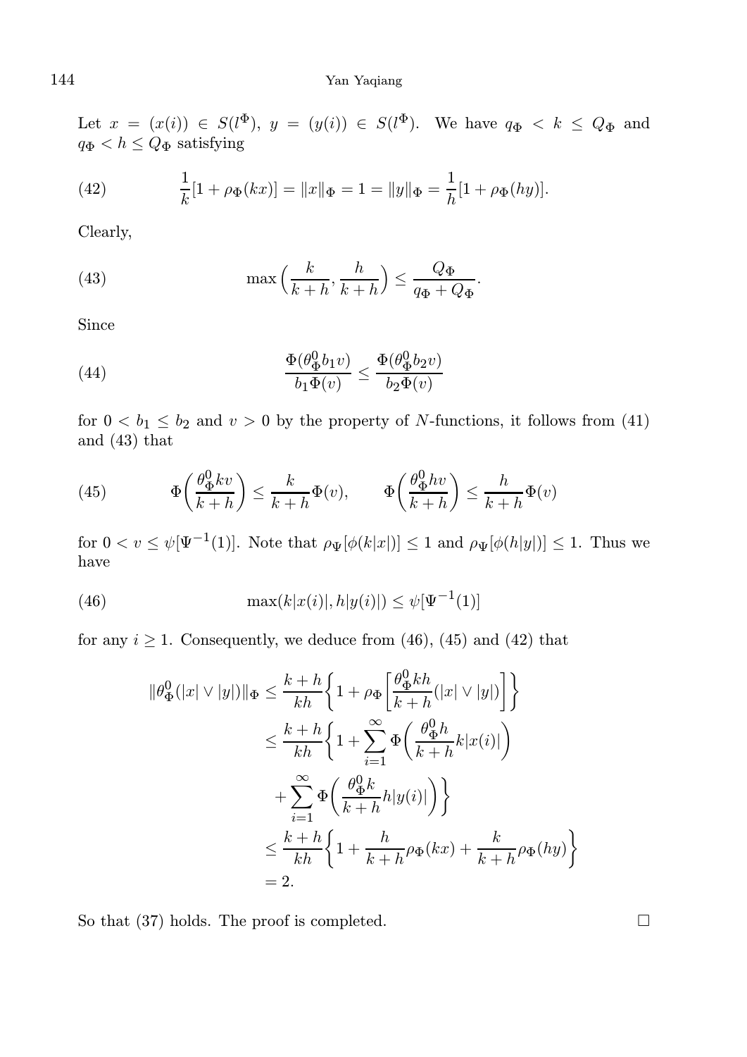Let $x = (x(i)) \in S(l^\Phi)$, $y = (y(i)) \in S(l^\Phi)$. We have $q_\Phi < k \le Q_\Phi$ and $q_\Phi < h \le Q_\Phi$ satisfying

$$\frac{1}{k}[1+\rho_\Phi(kx)] = \|x\|_\Phi = 1 = \|y\|_\Phi = \frac{1}{h}[1+\rho_\Phi(hy)]. \tag{42}$$

Clearly,

$$\max\Big(\frac{k}{k+h}, \frac{h}{k+h}\Big) \le \frac{Q_\Phi}{q_\Phi + Q_\Phi}. \tag{43}$$

Since

$$\frac{\Phi(\theta_\Phi^0 b_1 v)}{b_1 \Phi(v)} \le \frac{\Phi(\theta_\Phi^0 b_2 v)}{b_2 \Phi(v)} \tag{44}$$

for $0 < b_1 \le b_2$ and $v > 0$ by the property of $N$-functions, it follows from (41) and (43) that

$$\Phi\bigg(\frac{\theta_\Phi^0 kv}{k+h}\bigg) \le \frac{k}{k+h}\Phi(v), \qquad \Phi\bigg(\frac{\theta_\Phi^0 hv}{k+h}\bigg) \le \frac{h}{k+h}\Phi(v) \tag{45}$$

for $0 < v \le \psi[\Psi^{-1}(1)]$. Note that $\rho_\Psi[\phi(k|x|)] \le 1$ and $\rho_\Psi[\phi(h|y|)] \le 1$. Thus we have

$$\max(k|x(i)|, h|y(i)|) \le \psi[\Psi^{-1}(1)] \tag{46}$$

for any $i \ge 1$. Consequently, we deduce from (46), (45) and (42) that

$$\begin{aligned}
\|\theta_\Phi^0(|x| \vee |y|)\|_\Phi &\le \frac{k+h}{kh}\bigg\{1 + \rho_\Phi\bigg[\frac{\theta_\Phi^0 kh}{k+h}(|x| \vee |y|)\bigg]\bigg\} \\
&\le \frac{k+h}{kh}\bigg\{1 + \sum_{i=1}^{\infty}\Phi\bigg(\frac{\theta_\Phi^0 h}{k+h}k|x(i)|\bigg) \\
&\quad + \sum_{i=1}^{\infty}\Phi\bigg(\frac{\theta_\Phi^0 k}{k+h}h|y(i)|\bigg)\bigg\} \\
&\le \frac{k+h}{kh}\bigg\{1 + \frac{h}{k+h}\rho_\Phi(kx) + \frac{k}{k+h}\rho_\Phi(hy)\bigg\} \\
&= 2.
\end{aligned}$$

So that (37) holds. The proof is completed. □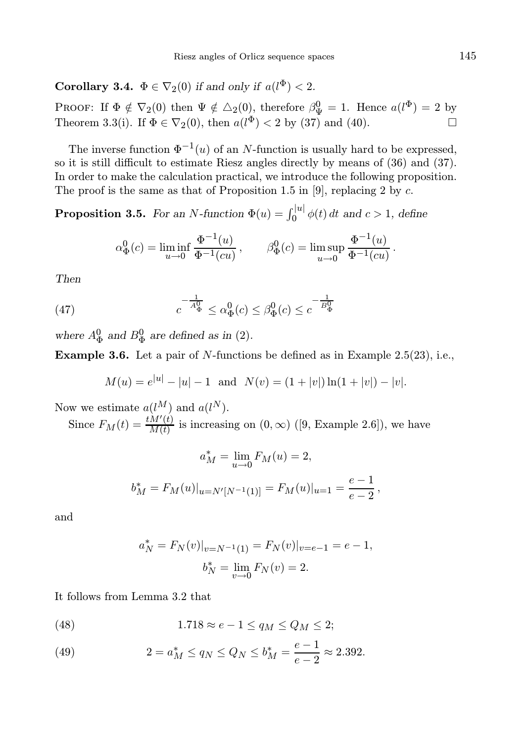**Corollary 3.4.** *$\Phi \in \nabla_2(0)$ if and only if $a(l^\Phi) < 2$.*

Proof: If $\Phi \notin \nabla_2(0)$ then $\Psi \notin \triangle_2(0)$, therefore $\beta^0_\Psi = 1$. Hence $a(l^\Phi) = 2$ by Theorem 3.3(i). If $\Phi \in \nabla_2(0)$, then $a(l^\Phi) < 2$ by (37) and (40). $\square$

The inverse function $\Phi^{-1}(u)$ of an $N$-function is usually hard to be expressed, so it is still difficult to estimate Riesz angles directly by means of (36) and (37). In order to make the calculation practical, we introduce the following proposition. The proof is the same as that of Proposition 1.5 in [9], replacing 2 by $c$.

**Proposition 3.5.** *For an $N$-function $\Phi(u) = \int_0^{|u|} \phi(t)\, dt$ and $c > 1$, define*

$$\alpha^0_\Phi(c) = \liminf_{u \to 0} \frac{\Phi^{-1}(u)}{\Phi^{-1}(cu)}, \qquad \beta^0_\Phi(c) = \limsup_{u \to 0} \frac{\Phi^{-1}(u)}{\Phi^{-1}(cu)}.$$

*Then*

$$c^{-\frac{1}{A^0_\Phi}} \leq \alpha^0_\Phi(c) \leq \beta^0_\Phi(c) \leq c^{-\frac{1}{B^0_\Phi}} \tag{47}$$

*where $A^0_\Phi$ and $B^0_\Phi$ are defined as in* (2).

**Example 3.6.** Let a pair of $N$-functions be defined as in Example 2.5(23), i.e.,

$$M(u) = e^{|u|} - |u| - 1 \;\text{ and }\; N(v) = (1 + |v|)\ln(1 + |v|) - |v|.$$

Now we estimate $a(l^M)$ and $a(l^N)$.

Since $F_M(t) = \frac{tM'(t)}{M(t)}$ is increasing on $(0, \infty)$ ([9, Example 2.6]), we have

$$a^*_M = \lim_{u \to 0} F_M(u) = 2,$$

$$b^*_M = F_M(u)|_{u = N'[N^{-1}(1)]} = F_M(u)|_{u=1} = \frac{e-1}{e-2},$$

and

$$a^*_N = F_N(v)|_{v = N^{-1}(1)} = F_N(v)|_{v = e-1} = e - 1,$$

$$b^*_N = \lim_{v \to 0} F_N(v) = 2.$$

It follows from Lemma 3.2 that

$$1.718 \approx e - 1 \leq q_M \leq Q_M \leq 2; \tag{48}$$

$$2 = a^*_M \leq q_N \leq Q_N \leq b^*_M = \frac{e-1}{e-2} \approx 2.392. \tag{49}$$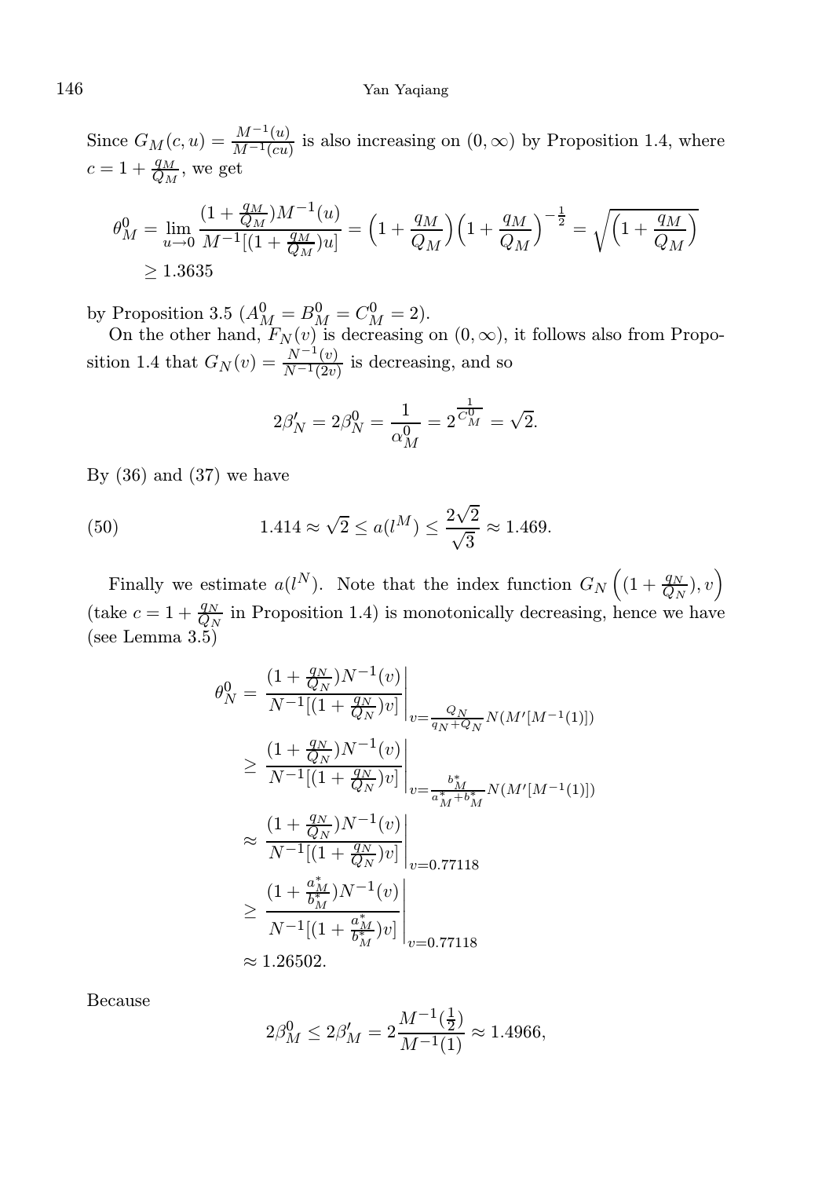Since $G_M(c,u) = \frac{M^{-1}(u)}{M^{-1}(cu)}$ is also increasing on $(0,\infty)$ by Proposition 1.4, where $c = 1 + \frac{q_M}{Q_M}$, we get

$$\theta_M^0 = \lim_{u\to 0} \frac{(1+\frac{q_M}{Q_M})M^{-1}(u)}{M^{-1}[(1+\frac{q_M}{Q_M})u]} = \Big(1+\frac{q_M}{Q_M}\Big)\Big(1+\frac{q_M}{Q_M}\Big)^{-\frac{1}{2}} = \sqrt{\Big(1+\frac{q_M}{Q_M}\Big)}$$
$$\geq 1.3635$$

by Proposition 3.5 ($A_M^0 = B_M^0 = C_M^0 = 2$).

On the other hand, $F_N(v)$ is decreasing on $(0,\infty)$, it follows also from Proposition 1.4 that $G_N(v) = \frac{N^{-1}(v)}{N^{-1}(2v)}$ is decreasing, and so

$$2\beta_N' = 2\beta_N^0 = \frac{1}{\alpha_M^0} = 2^{\frac{1}{C_M^0}} = \sqrt{2}.$$

By (36) and (37) we have

$$1.414 \approx \sqrt{2} \leq a(l^M) \leq \frac{2\sqrt{2}}{\sqrt{3}} \approx 1.469. \tag{50}$$

Finally we estimate $a(l^N)$. Note that the index function $G_N\left((1+\frac{q_N}{Q_N}), v\right)$ (take $c = 1 + \frac{q_N}{Q_N}$ in Proposition 1.4) is monotonically decreasing, hence we have (see Lemma 3.5)

$$\begin{aligned}
\theta_N^0 &= \left.\frac{(1+\frac{q_N}{Q_N})N^{-1}(v)}{N^{-1}[(1+\frac{q_N}{Q_N})v]}\right|_{v=\frac{Q_N}{q_N+Q_N}N(M'[M^{-1}(1)])} \\
&\geq \left.\frac{(1+\frac{q_N}{Q_N})N^{-1}(v)}{N^{-1}[(1+\frac{q_N}{Q_N})v]}\right|_{v=\frac{b_M^*}{a_M^*+b_M^*}N(M'[M^{-1}(1)])} \\
&\approx \left.\frac{(1+\frac{q_N}{Q_N})N^{-1}(v)}{N^{-1}[(1+\frac{q_N}{Q_N})v]}\right|_{v=0.77118} \\
&\geq \left.\frac{(1+\frac{a_M^*}{b_M^*})N^{-1}(v)}{N^{-1}[(1+\frac{a_M^*}{b_M^*})v]}\right|_{v=0.77118} \\
&\approx 1.26502.
\end{aligned}$$

Because

$$2\beta_M^0 \leq 2\beta_M' = 2\frac{M^{-1}(\frac{1}{2})}{M^{-1}(1)} \approx 1.4966,$$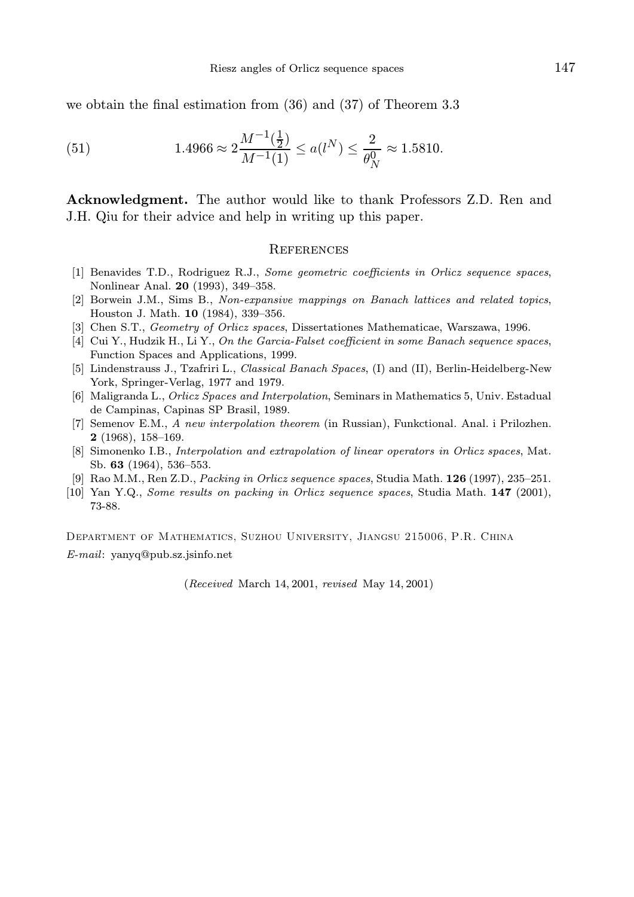we obtain the final estimation from (36) and (37) of Theorem 3.3

$$1.4966 \approx 2\frac{M^{-1}(\frac{1}{2})}{M^{-1}(1)} \leq a(l^N) \leq \frac{2}{\theta_N^0} \approx 1.5810. \tag{51}$$

**Acknowledgment.** The author would like to thank Professors Z.D. Ren and J.H. Qiu for their advice and help in writing up this paper.

## References

[1] Benavides T.D., Rodriguez R.J., *Some geometric coefficients in Orlicz sequence spaces*, Nonlinear Anal. **20** (1993), 349–358.

[2] Borwein J.M., Sims B., *Non-expansive mappings on Banach lattices and related topics*, Houston J. Math. **10** (1984), 339–356.

[3] Chen S.T., *Geometry of Orlicz spaces*, Dissertationes Mathematicae, Warszawa, 1996.

[4] Cui Y., Hudzik H., Li Y., *On the Garcia-Falset coefficient in some Banach sequence spaces*, Function Spaces and Applications, 1999.

[5] Lindenstrauss J., Tzafriri L., *Classical Banach Spaces*, (I) and (II), Berlin-Heidelberg-New York, Springer-Verlag, 1977 and 1979.

[6] Maligranda L., *Orlicz Spaces and Interpolation*, Seminars in Mathematics 5, Univ. Estadual de Campinas, Capinas SP Brasil, 1989.

[7] Semenov E.M., *A new interpolation theorem* (in Russian), Funkctional. Anal. i Prilozhen. **2** (1968), 158–169.

[8] Simonenko I.B., *Interpolation and extrapolation of linear operators in Orlicz spaces*, Mat. Sb. **63** (1964), 536–553.

[9] Rao M.M., Ren Z.D., *Packing in Orlicz sequence spaces*, Studia Math. **126** (1997), 235–251.

[10] Yan Y.Q., *Some results on packing in Orlicz sequence spaces*, Studia Math. **147** (2001), 73-88.

Department of Mathematics, Suzhou University, Jiangsu 215006, P.R. China

*E-mail*: yanyq@pub.sz.jsinfo.net

(*Received* March 14, 2001, *revised* May 14, 2001)